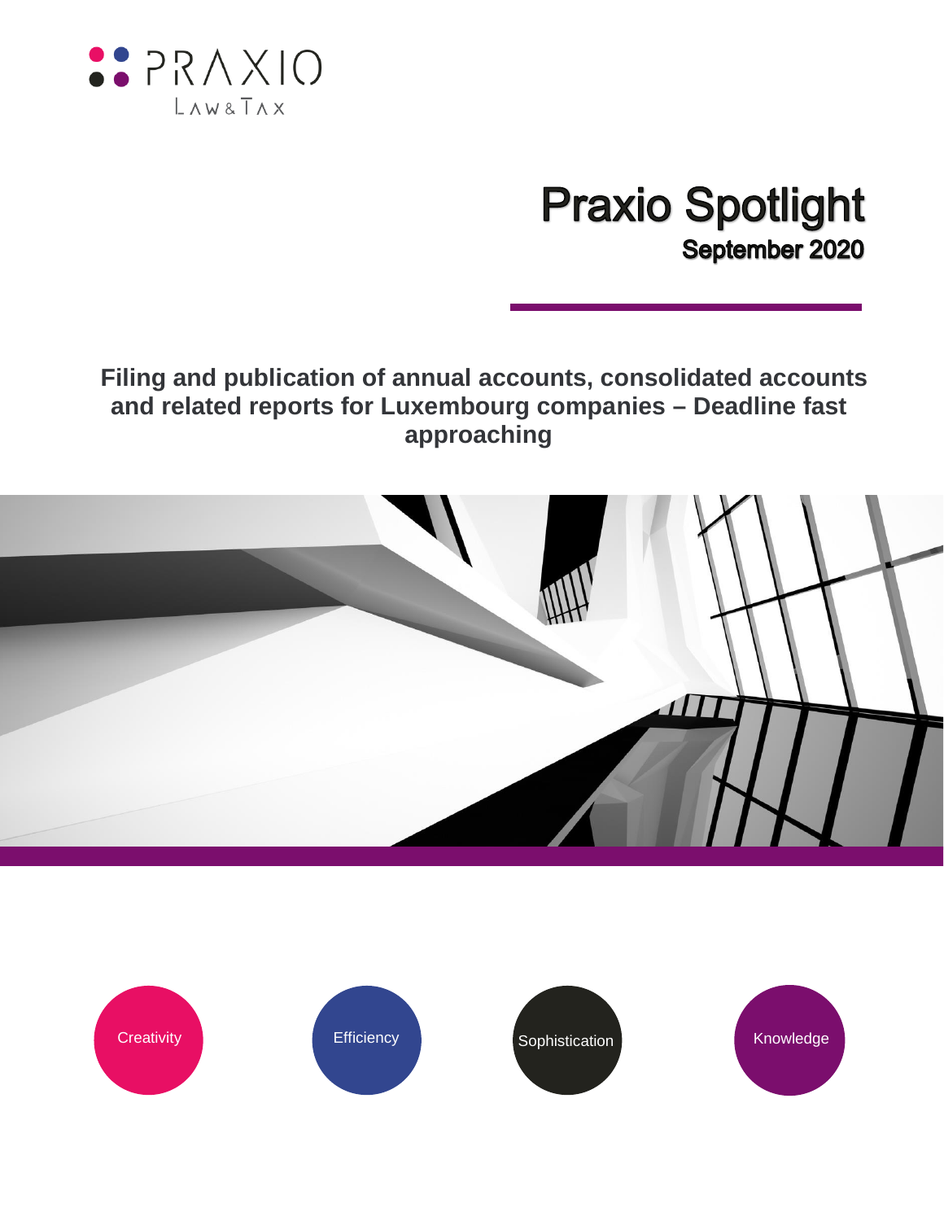PRAXIO

LAW & TAX

# Praxio Spotlight

## September 2020

## Filing and publication of annual accounts, consolidated accounts and related reports for Luxembourg companies – Deadline fast approaching

Creativity

Efficiency

Sophistication

Knowledge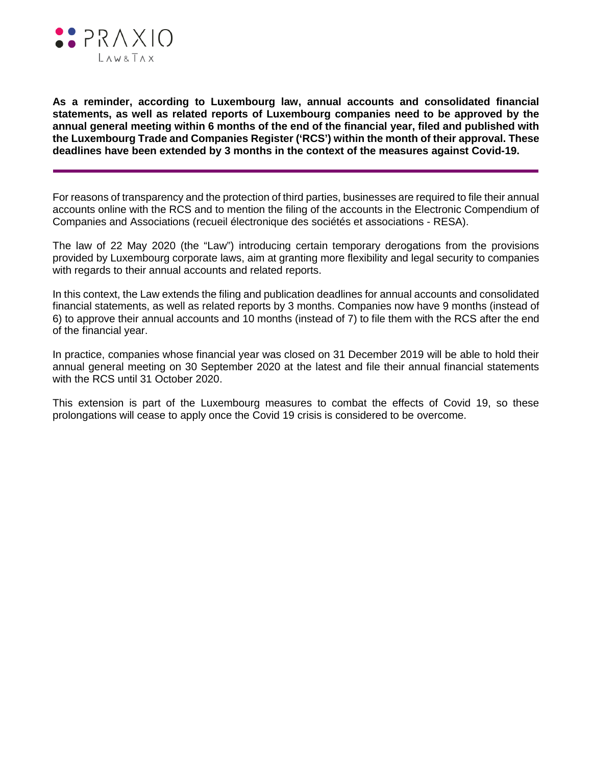**As a reminder, according to Luxembourg law, annual accounts and consolidated financial statements, as well as related reports of Luxembourg companies need to be approved by the annual general meeting within 6 months of the end of the financial year, filed and published with the Luxembourg Trade and Companies Register ('RCS') within the month of their approval. These deadlines have been extended by 3 months in the context of the measures against Covid-19.**

---

For reasons of transparency and the protection of third parties, businesses are required to file their annual accounts online with the RCS and to mention the filing of the accounts in the Electronic Compendium of Companies and Associations (recueil électronique des sociétés et associations - RESA).

The law of 22 May 2020 (the "Law") introducing certain temporary derogations from the provisions provided by Luxembourg corporate laws, aim at granting more flexibility and legal security to companies with regards to their annual accounts and related reports.

In this context, the Law extends the filing and publication deadlines for annual accounts and consolidated financial statements, as well as related reports by 3 months. Companies now have 9 months (instead of 6) to approve their annual accounts and 10 months (instead of 7) to file them with the RCS after the end of the financial year.

In practice, companies whose financial year was closed on 31 December 2019 will be able to hold their annual general meeting on 30 September 2020 at the latest and file their annual financial statements with the RCS until 31 October 2020.

This extension is part of the Luxembourg measures to combat the effects of Covid 19, so these prolongations will cease to apply once the Covid 19 crisis is considered to be overcome.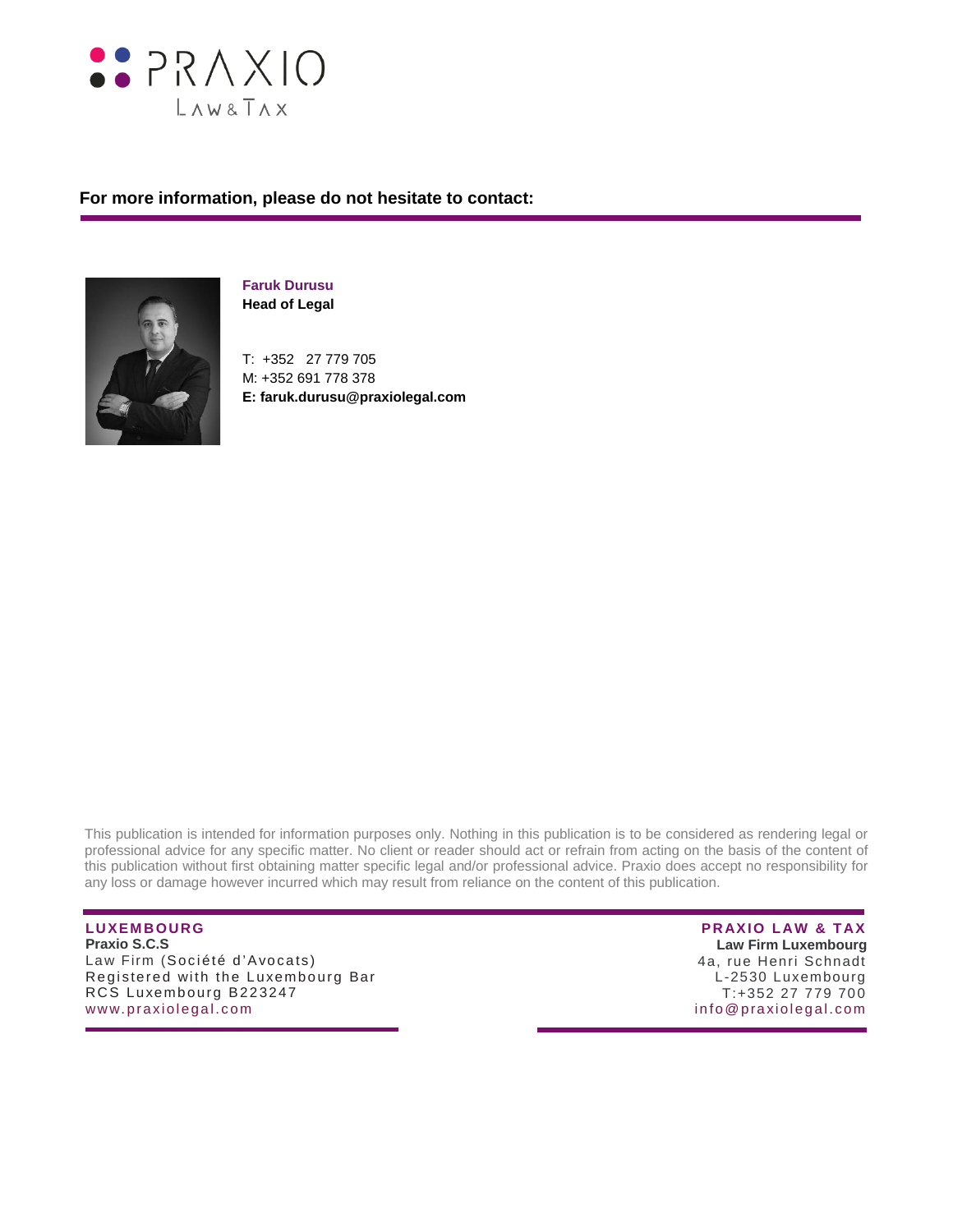PRAXIO

LAW & TAX

**For more information, please do not hesitate to contact:**

**Faruk Durusu**
**Head of Legal**

T: +352 27 779 705
M: +352 691 778 378
**E: faruk.durusu@praxiolegal.com**

This publication is intended for information purposes only. Nothing in this publication is to be considered as rendering legal or professional advice for any specific matter. No client or reader should act or refrain from acting on the basis of the content of this publication without first obtaining matter specific legal and/or professional advice. Praxio does accept no responsibility for any loss or damage however incurred which may result from reliance on the content of this publication.

**LUXEMBOURG**
**Praxio S.C.S**
Law Firm (Société d'Avocats)
Registered with the Luxembourg Bar
RCS Luxembourg B223247
www.praxiolegal.com

**PRAXIO LAW & TAX**
**Law Firm Luxembourg**
4a, rue Henri Schnadt
L-2530 Luxembourg
T:+352 27 779 700
info@praxiolegal.com